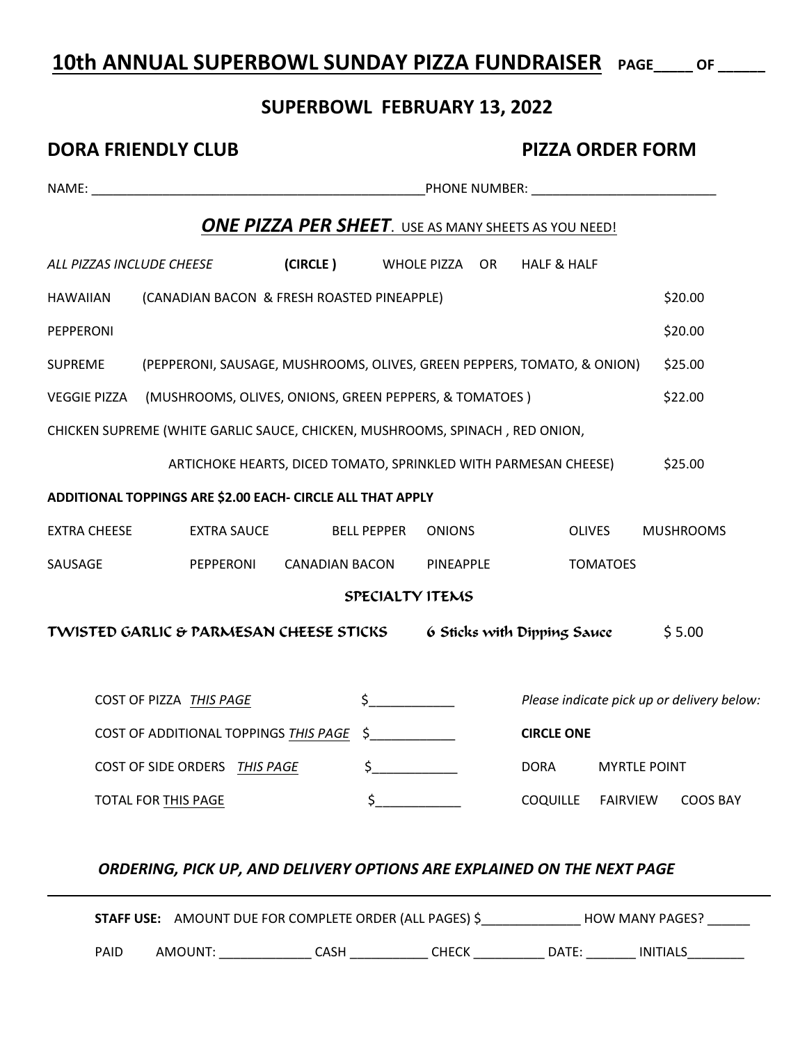# 10th ANNUAL SUPERBOWL SUNDAY PIZZA FUNDRAISER PAGE____ OF _____

## SUPERBOWL FEBRUARY 13, 2022

## DORA FRIENDLY CLUB — PIZZA ORDER FORM

NAME: ______________________________________________PHONE NUMBER: _________________________

***ONE PIZZA PER SHEET***. USE AS MANY SHEETS AS YOU NEED!

*ALL PIZZAS INCLUDE CHEESE* **(CIRCLE )** WHOLE PIZZA OR HALF & HALF

| Pizza | Description | Price |
|---|---|---|
| HAWAIIAN | (CANADIAN BACON & FRESH ROASTED PINEAPPLE) | $20.00 |
| PEPPERONI | | $20.00 |
| SUPREME | (PEPPERONI, SAUSAGE, MUSHROOMS, OLIVES, GREEN PEPPERS, TOMATO, & ONION) | $25.00 |
| VEGGIE PIZZA | (MUSHROOMS, OLIVES, ONIONS, GREEN PEPPERS, & TOMATOES ) | $22.00 |
| CHICKEN SUPREME | (WHITE GARLIC SAUCE, CHICKEN, MUSHROOMS, SPINACH , RED ONION, ARTICHOKE HEARTS, DICED TOMATO, SPRINKLED WITH PARMESAN CHEESE) | $25.00 |

**ADDITIONAL TOPPINGS ARE $2.00 EACH- CIRCLE ALL THAT APPLY**

| | | | | | |
|---|---|---|---|---|---|
| EXTRA CHEESE | EXTRA SAUCE | BELL PEPPER | ONIONS | OLIVES | MUSHROOMS |
| SAUSAGE | PEPPERONI | CANADIAN BACON | PINEAPPLE | TOMATOES | |

### SPECIALTY ITEMS

**TWISTED GARLIC & PARMESAN CHEESE STICKS** — 6 Sticks with Dipping Sauce — $ 5.00

COST OF PIZZA *THIS PAGE* $____________

COST OF ADDITIONAL TOPPINGS *THIS PAGE* $____________

COST OF SIDE ORDERS *THIS PAGE* $____________

TOTAL FOR THIS PAGE $____________

*Please indicate pick up or delivery below:*

**CIRCLE ONE**

DORA MYRTLE POINT

COQUILLE FAIRVIEW COOS BAY

***ORDERING, PICK UP, AND DELIVERY OPTIONS ARE EXPLAINED ON THE NEXT PAGE***

---

**STAFF USE:** AMOUNT DUE FOR COMPLETE ORDER (ALL PAGES) $______________ HOW MANY PAGES? ______

PAID AMOUNT: _____________ CASH ___________ CHECK __________ DATE: _______ INITIALS________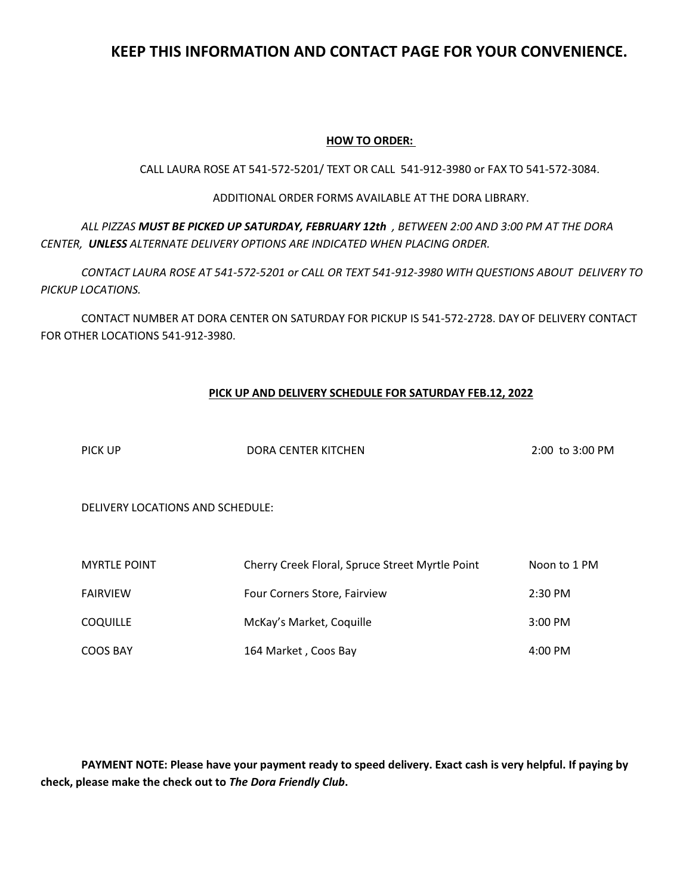# KEEP THIS INFORMATION AND CONTACT PAGE FOR YOUR CONVENIENCE.

**HOW TO ORDER:**

CALL LAURA ROSE AT 541-572-5201/ TEXT OR CALL 541-912-3980 or FAX TO 541-572-3084.

ADDITIONAL ORDER FORMS AVAILABLE AT THE DORA LIBRARY.

*ALL PIZZAS **MUST BE PICKED UP SATURDAY, FEBRUARY 12th**, BETWEEN 2:00 AND 3:00 PM AT THE DORA CENTER, **UNLESS** ALTERNATE DELIVERY OPTIONS ARE INDICATED WHEN PLACING ORDER.*

*CONTACT LAURA ROSE AT 541-572-5201 or CALL OR TEXT 541-912-3980 WITH QUESTIONS ABOUT DELIVERY TO PICKUP LOCATIONS.*

CONTACT NUMBER AT DORA CENTER ON SATURDAY FOR PICKUP IS 541-572-2728. DAY OF DELIVERY CONTACT FOR OTHER LOCATIONS 541-912-3980.

**PICK UP AND DELIVERY SCHEDULE FOR SATURDAY FEB.12, 2022**

| | | |
|---|---|---|
| PICK UP | DORA CENTER KITCHEN | 2:00 to 3:00 PM |

DELIVERY LOCATIONS AND SCHEDULE:

| | | |
|---|---|---|
| MYRTLE POINT | Cherry Creek Floral, Spruce Street Myrtle Point | Noon to 1 PM |
| FAIRVIEW | Four Corners Store, Fairview | 2:30 PM |
| COQUILLE | McKay's Market, Coquille | 3:00 PM |
| COOS BAY | 164 Market , Coos Bay | 4:00 PM |

**PAYMENT NOTE: Please have your payment ready to speed delivery. Exact cash is very helpful. If paying by check, please make the check out to *The Dora Friendly Club*.**